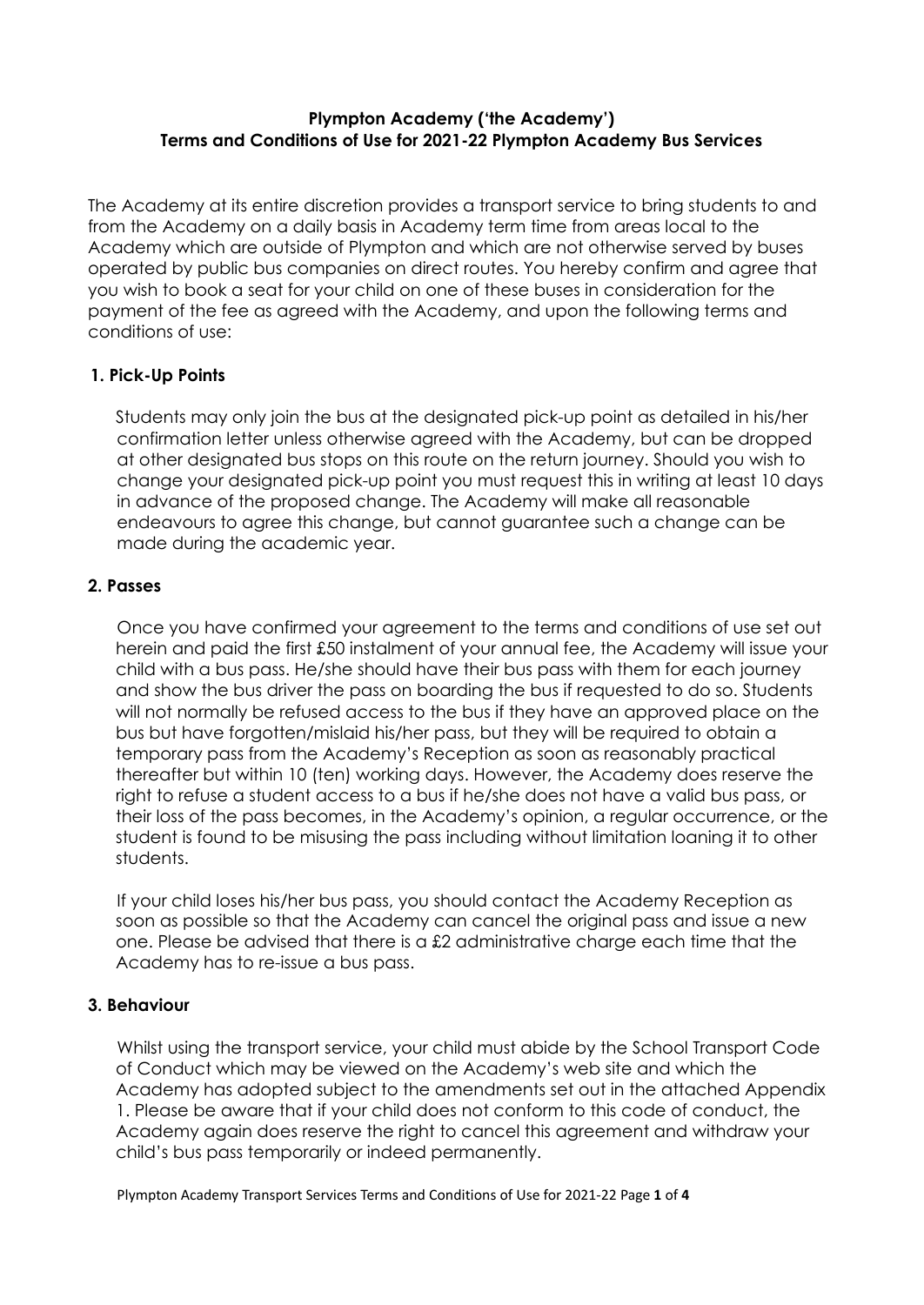**Plympton Academy ('the Academy')**
**Terms and Conditions of Use for 2021-22 Plympton Academy Bus Services**

The Academy at its entire discretion provides a transport service to bring students to and from the Academy on a daily basis in Academy term time from areas local to the Academy which are outside of Plympton and which are not otherwise served by buses operated by public bus companies on direct routes. You hereby confirm and agree that you wish to book a seat for your child on one of these buses in consideration for the payment of the fee as agreed with the Academy, and upon the following terms and conditions of use:

### 1. Pick-Up Points

Students may only join the bus at the designated pick-up point as detailed in his/her confirmation letter unless otherwise agreed with the Academy, but can be dropped at other designated bus stops on this route on the return journey. Should you wish to change your designated pick-up point you must request this in writing at least 10 days in advance of the proposed change. The Academy will make all reasonable endeavours to agree this change, but cannot guarantee such a change can be made during the academic year.

### 2. Passes

Once you have confirmed your agreement to the terms and conditions of use set out herein and paid the first £50 instalment of your annual fee, the Academy will issue your child with a bus pass. He/she should have their bus pass with them for each journey and show the bus driver the pass on boarding the bus if requested to do so. Students will not normally be refused access to the bus if they have an approved place on the bus but have forgotten/mislaid his/her pass, but they will be required to obtain a temporary pass from the Academy's Reception as soon as reasonably practical thereafter but within 10 (ten) working days. However, the Academy does reserve the right to refuse a student access to a bus if he/she does not have a valid bus pass, or their loss of the pass becomes, in the Academy's opinion, a regular occurrence, or the student is found to be misusing the pass including without limitation loaning it to other students.

If your child loses his/her bus pass, you should contact the Academy Reception as soon as possible so that the Academy can cancel the original pass and issue a new one. Please be advised that there is a £2 administrative charge each time that the Academy has to re-issue a bus pass.

### 3. Behaviour

Whilst using the transport service, your child must abide by the School Transport Code of Conduct which may be viewed on the Academy's web site and which the Academy has adopted subject to the amendments set out in the attached Appendix 1. Please be aware that if your child does not conform to this code of conduct, the Academy again does reserve the right to cancel this agreement and withdraw your child's bus pass temporarily or indeed permanently.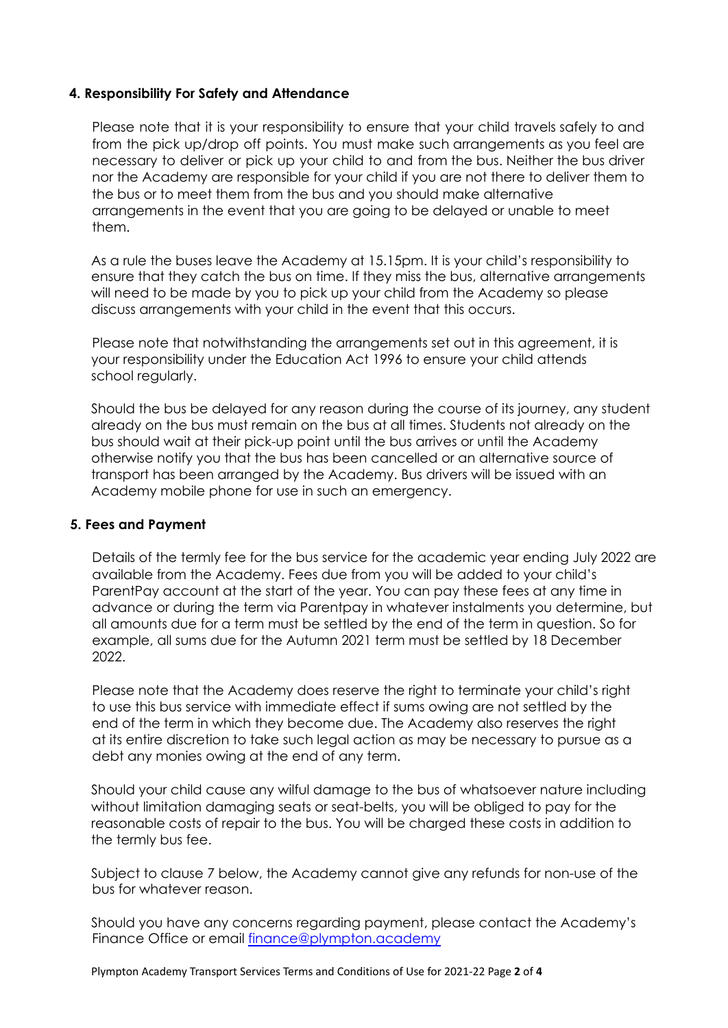## 4. Responsibility For Safety and Attendance

Please note that it is your responsibility to ensure that your child travels safely to and from the pick up/drop off points. You must make such arrangements as you feel are necessary to deliver or pick up your child to and from the bus. Neither the bus driver nor the Academy are responsible for your child if you are not there to deliver them to the bus or to meet them from the bus and you should make alternative arrangements in the event that you are going to be delayed or unable to meet them.

As a rule the buses leave the Academy at 15.15pm. It is your child's responsibility to ensure that they catch the bus on time. If they miss the bus, alternative arrangements will need to be made by you to pick up your child from the Academy so please discuss arrangements with your child in the event that this occurs.

Please note that notwithstanding the arrangements set out in this agreement, it is your responsibility under the Education Act 1996 to ensure your child attends school regularly.

Should the bus be delayed for any reason during the course of its journey, any student already on the bus must remain on the bus at all times. Students not already on the bus should wait at their pick-up point until the bus arrives or until the Academy otherwise notify you that the bus has been cancelled or an alternative source of transport has been arranged by the Academy. Bus drivers will be issued with an Academy mobile phone for use in such an emergency.

## 5. Fees and Payment

Details of the termly fee for the bus service for the academic year ending July 2022 are available from the Academy. Fees due from you will be added to your child's ParentPay account at the start of the year. You can pay these fees at any time in advance or during the term via Parentpay in whatever instalments you determine, but all amounts due for a term must be settled by the end of the term in question. So for example, all sums due for the Autumn 2021 term must be settled by 18 December 2022.

Please note that the Academy does reserve the right to terminate your child's right to use this bus service with immediate effect if sums owing are not settled by the end of the term in which they become due. The Academy also reserves the right at its entire discretion to take such legal action as may be necessary to pursue as a debt any monies owing at the end of any term.

Should your child cause any wilful damage to the bus of whatsoever nature including without limitation damaging seats or seat-belts, you will be obliged to pay for the reasonable costs of repair to the bus. You will be charged these costs in addition to the termly bus fee.

Subject to clause 7 below, the Academy cannot give any refunds for non-use of the bus for whatever reason.

Should you have any concerns regarding payment, please contact the Academy's Finance Office or email finance@plympton.academy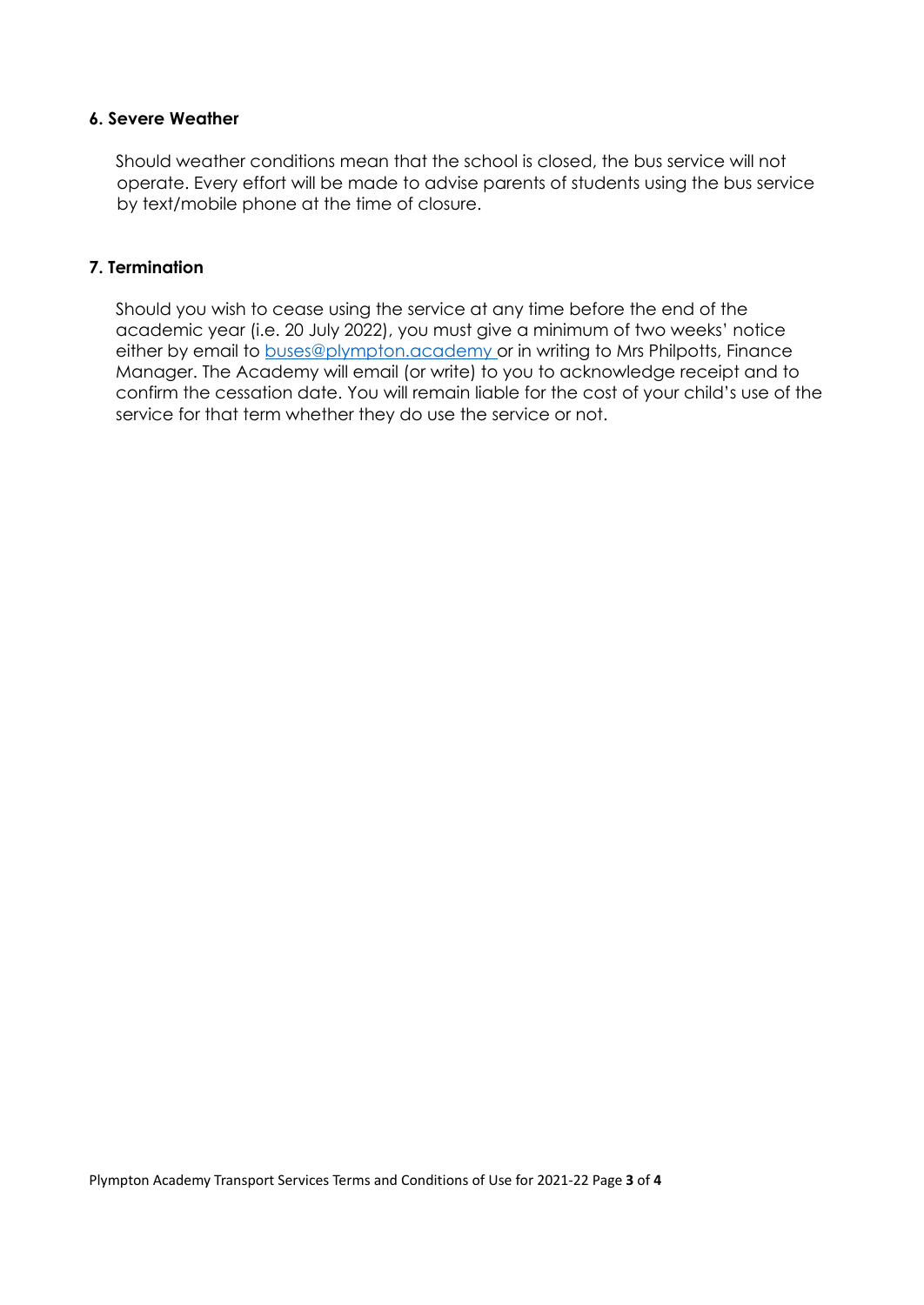**6. Severe Weather**

Should weather conditions mean that the school is closed, the bus service will not operate. Every effort will be made to advise parents of students using the bus service by text/mobile phone at the time of closure.

**7. Termination**

Should you wish to cease using the service at any time before the end of the academic year (i.e. 20 July 2022), you must give a minimum of two weeks' notice either by email to buses@plympton.academy or in writing to Mrs Philpotts, Finance Manager. The Academy will email (or write) to you to acknowledge receipt and to confirm the cessation date. You will remain liable for the cost of your child's use of the service for that term whether they do use the service or not.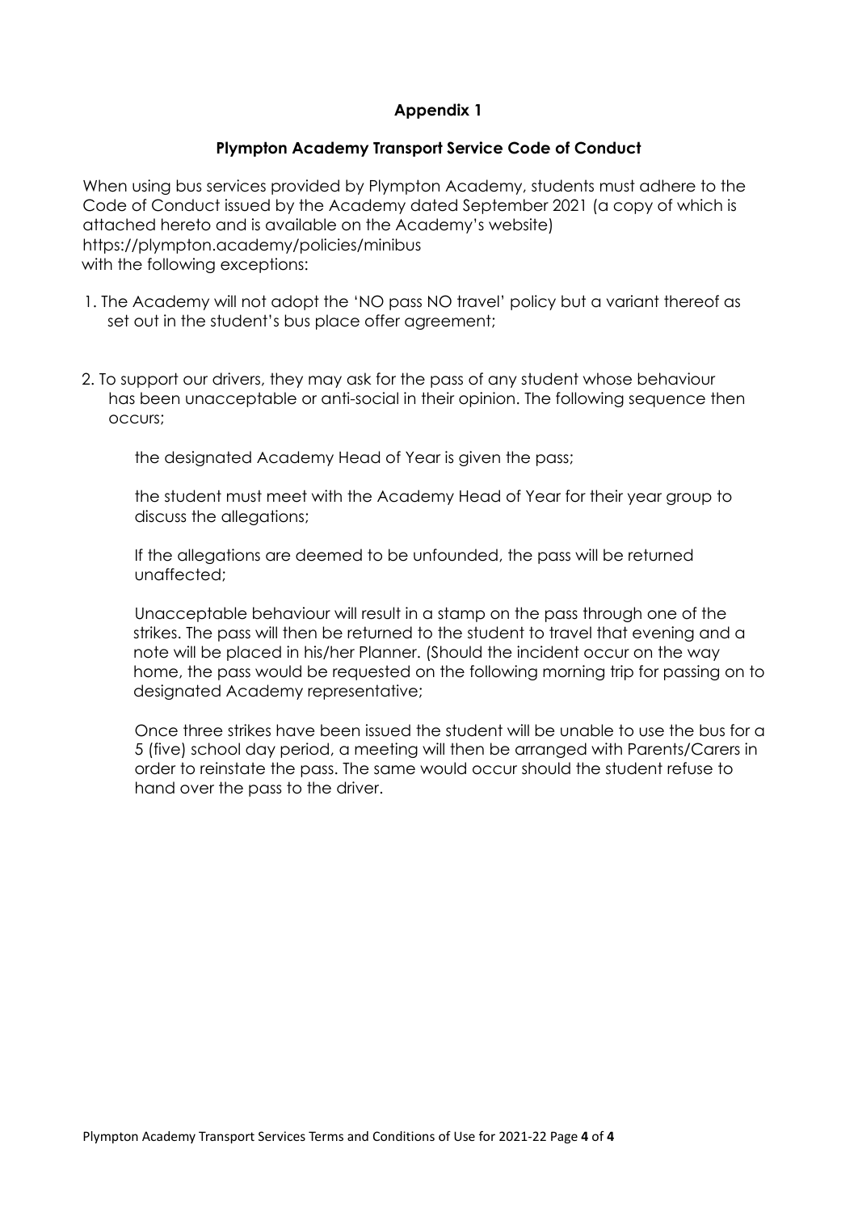**Appendix 1**

**Plympton Academy Transport Service Code of Conduct**

When using bus services provided by Plympton Academy, students must adhere to the Code of Conduct issued by the Academy dated September 2021 (a copy of which is attached hereto and is available on the Academy's website) https://plympton.academy/policies/minibus with the following exceptions:

1. The Academy will not adopt the 'NO pass NO travel' policy but a variant thereof as set out in the student's bus place offer agreement;

2. To support our drivers, they may ask for the pass of any student whose behaviour has been unacceptable or anti-social in their opinion. The following sequence then occurs;

   the designated Academy Head of Year is given the pass;

   the student must meet with the Academy Head of Year for their year group to discuss the allegations;

   If the allegations are deemed to be unfounded, the pass will be returned unaffected;

   Unacceptable behaviour will result in a stamp on the pass through one of the strikes. The pass will then be returned to the student to travel that evening and a note will be placed in his/her Planner. (Should the incident occur on the way home, the pass would be requested on the following morning trip for passing on to designated Academy representative;

   Once three strikes have been issued the student will be unable to use the bus for a 5 (five) school day period, a meeting will then be arranged with Parents/Carers in order to reinstate the pass. The same would occur should the student refuse to hand over the pass to the driver.